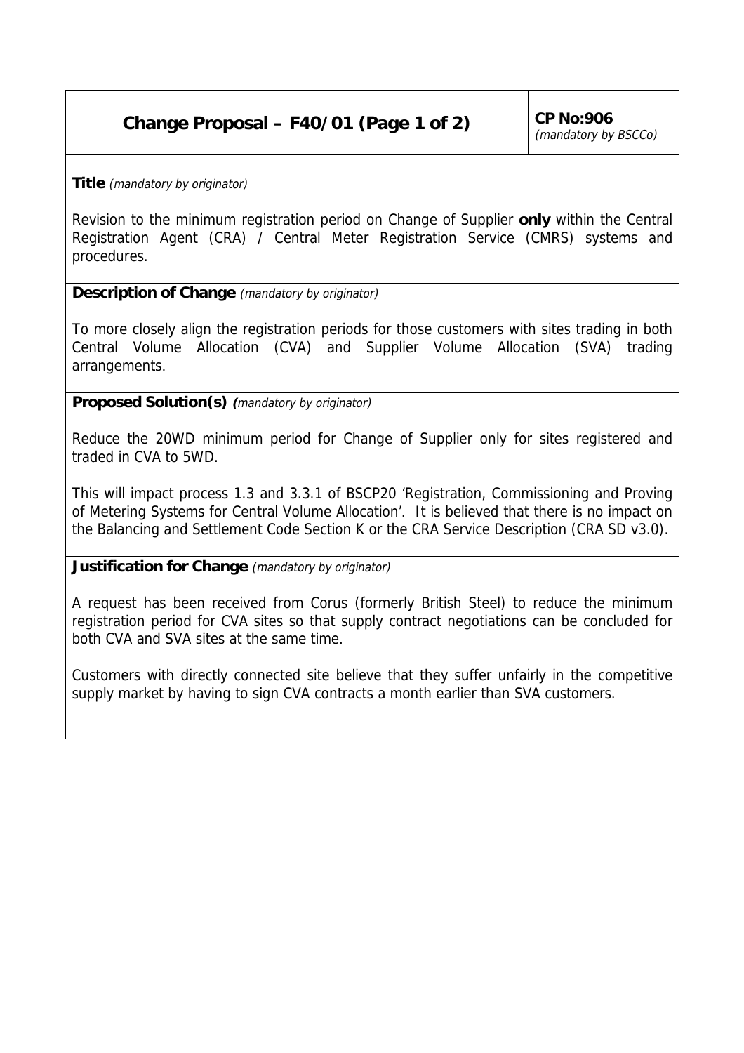# Change Proposal – F40/01

**CP No:906**
*(mandatory by BSCCo)*

**Title** *(mandatory by originator)*

Revision to the minimum registration period on Change of Supplier **only** within the Central Registration Agent (CRA) / Central Meter Registration Service (CMRS) systems and procedures.

**Description of Change** *(mandatory by originator)*

To more closely align the registration periods for those customers with sites trading in both Central Volume Allocation (CVA) and Supplier Volume Allocation (SVA) trading arrangements.

**Proposed Solution(s)** *(mandatory by originator)*

Reduce the 20WD minimum period for Change of Supplier only for sites registered and traded in CVA to 5WD.

This will impact process 1.3 and 3.3.1 of BSCP20 'Registration, Commissioning and Proving of Metering Systems for Central Volume Allocation'. It is believed that there is no impact on the Balancing and Settlement Code Section K or the CRA Service Description (CRA SD v3.0).

**Justification for Change** *(mandatory by originator)*

A request has been received from Corus (formerly British Steel) to reduce the minimum registration period for CVA sites so that supply contract negotiations can be concluded for both CVA and SVA sites at the same time.

Customers with directly connected site believe that they suffer unfairly in the competitive supply market by having to sign CVA contracts a month earlier than SVA customers.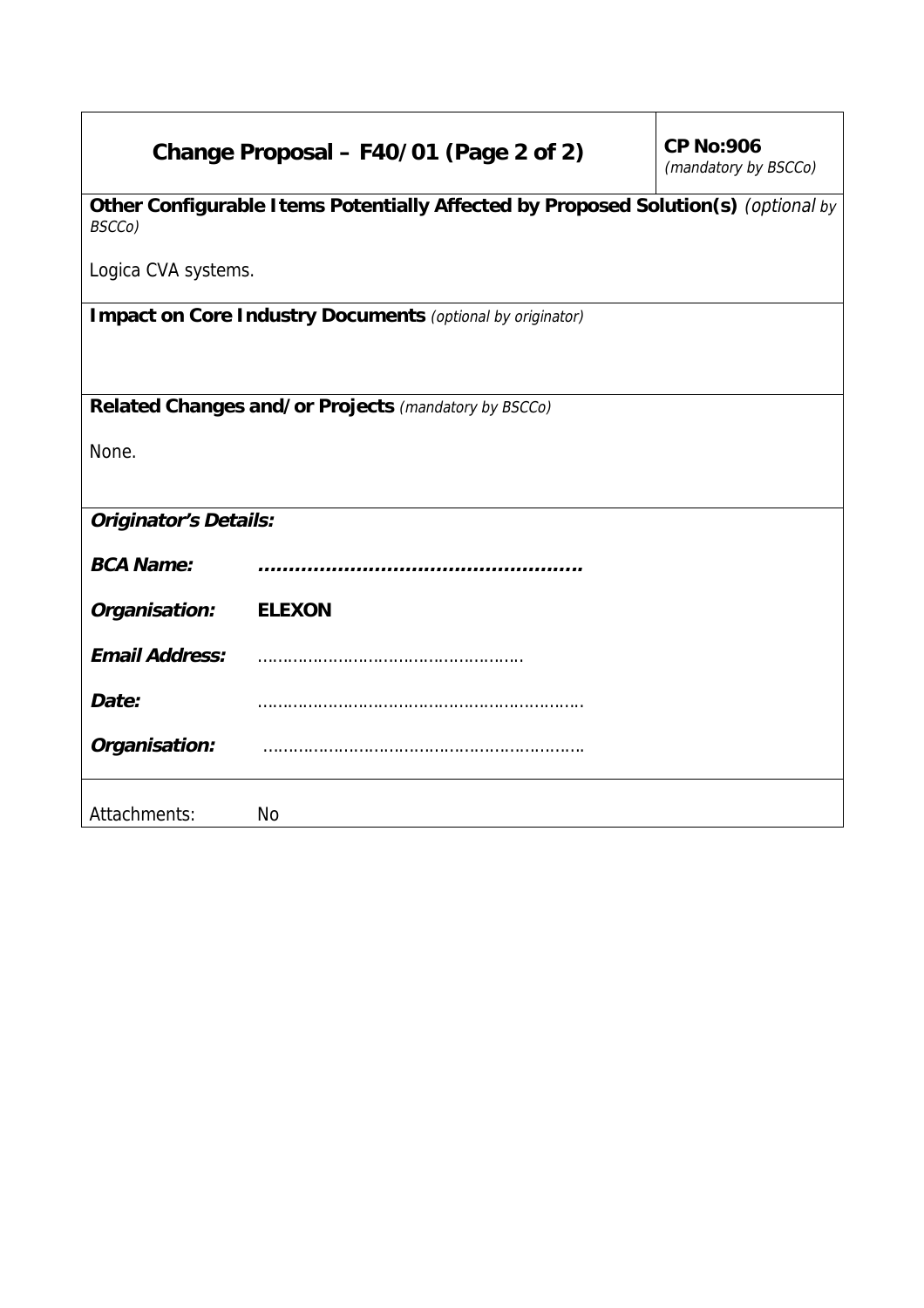| Change Proposal – F40/01 (Page 2 of 2) | **CP No:906** *(mandatory by BSCCo)* |
| --- | --- |

**Other Configurable Items Potentially Affected by Proposed Solution(s)** *(optional by BSCCo)*

Logica CVA systems.

**Impact on Core Industry Documents** *(optional by originator)*

**Related Changes and/or Projects** *(mandatory by BSCCo)*

None.

***Originator's Details:***

***BCA Name:*** ……………………………………………

***Organisation:*** **ELEXON**

***Email Address:*** ……………………………………………

***Date:*** ……………………………………………………

***Organisation:*** ……………………………………………………

Attachments: No